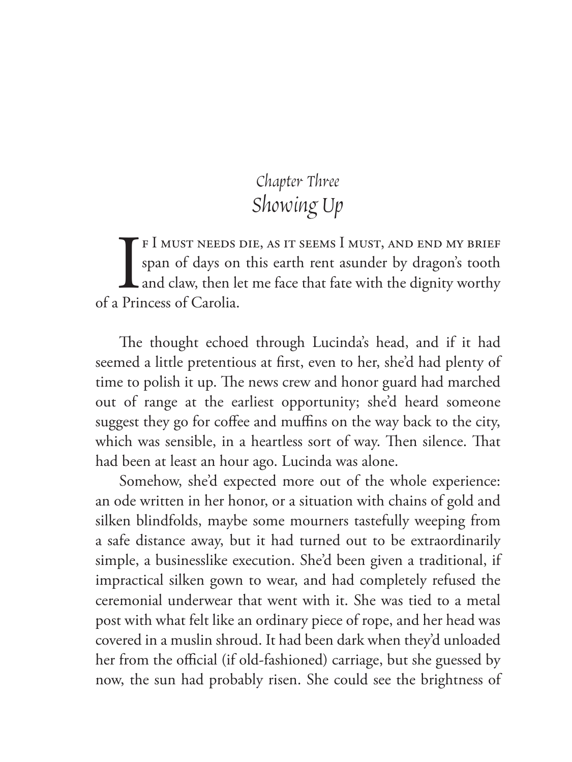## *Chapter Three*
## *Showing Up*

If I must needs die, as it seems I must, and end my brief span of days on this earth rent asunder by dragon's tooth and claw, then let me face that fate with the dignity worthy of a Princess of Carolia.

The thought echoed through Lucinda's head, and if it had seemed a little pretentious at first, even to her, she'd had plenty of time to polish it up. The news crew and honor guard had marched out of range at the earliest opportunity; she'd heard someone suggest they go for coffee and muffins on the way back to the city, which was sensible, in a heartless sort of way. Then silence. That had been at least an hour ago. Lucinda was alone.

Somehow, she'd expected more out of the whole experience: an ode written in her honor, or a situation with chains of gold and silken blindfolds, maybe some mourners tastefully weeping from a safe distance away, but it had turned out to be extraordinarily simple, a businesslike execution. She'd been given a traditional, if impractical silken gown to wear, and had completely refused the ceremonial underwear that went with it. She was tied to a metal post with what felt like an ordinary piece of rope, and her head was covered in a muslin shroud. It had been dark when they'd unloaded her from the official (if old-fashioned) carriage, but she guessed by now, the sun had probably risen. She could see the brightness of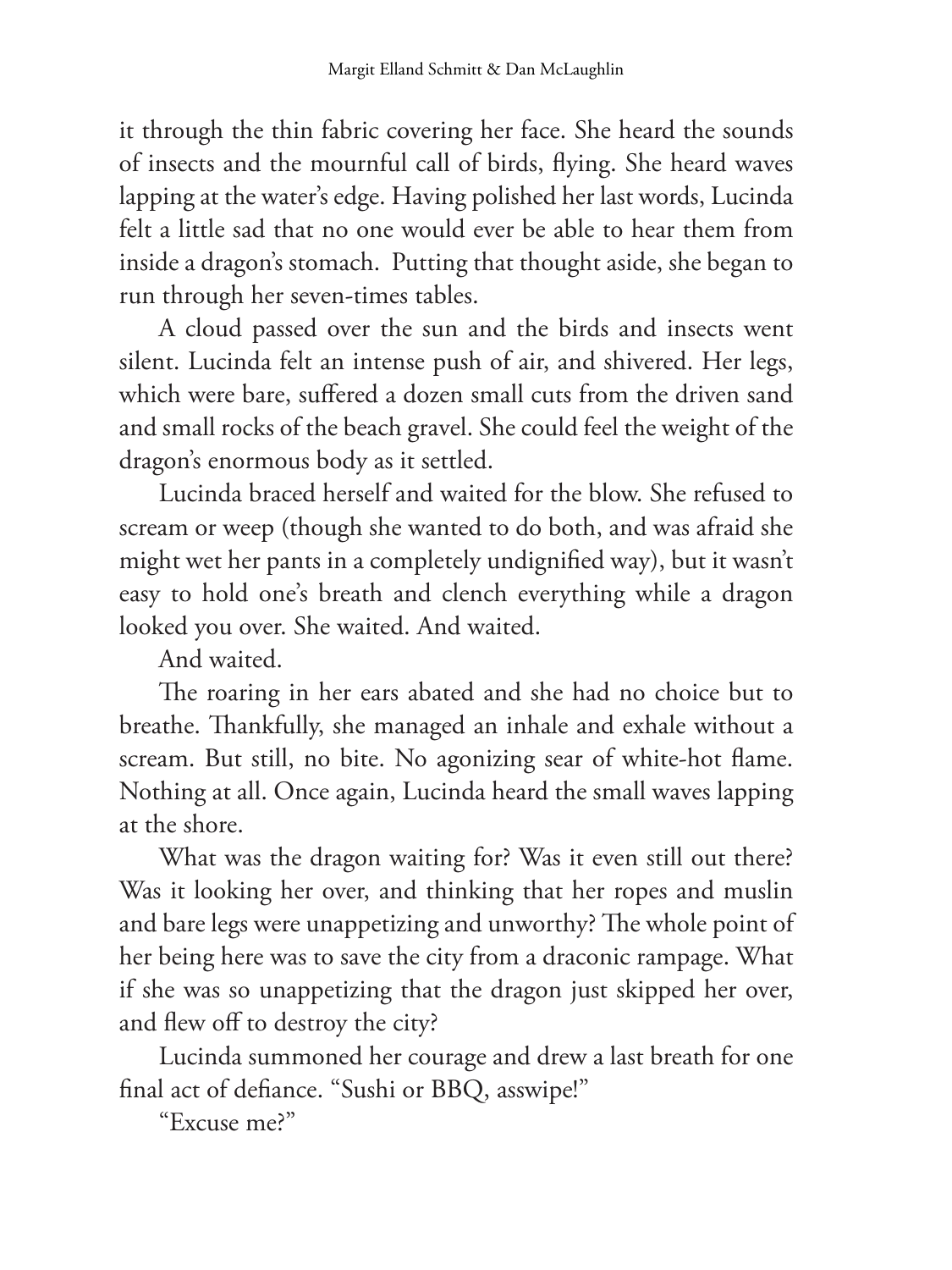it through the thin fabric covering her face. She heard the sounds of insects and the mournful call of birds, flying. She heard waves lapping at the water's edge. Having polished her last words, Lucinda felt a little sad that no one would ever be able to hear them from inside a dragon's stomach. Putting that thought aside, she began to run through her seven-times tables.

A cloud passed over the sun and the birds and insects went silent. Lucinda felt an intense push of air, and shivered. Her legs, which were bare, suffered a dozen small cuts from the driven sand and small rocks of the beach gravel. She could feel the weight of the dragon's enormous body as it settled.

Lucinda braced herself and waited for the blow. She refused to scream or weep (though she wanted to do both, and was afraid she might wet her pants in a completely undignified way), but it wasn't easy to hold one's breath and clench everything while a dragon looked you over. She waited. And waited.

And waited.

The roaring in her ears abated and she had no choice but to breathe. Thankfully, she managed an inhale and exhale without a scream. But still, no bite. No agonizing sear of white-hot flame. Nothing at all. Once again, Lucinda heard the small waves lapping at the shore.

What was the dragon waiting for? Was it even still out there? Was it looking her over, and thinking that her ropes and muslin and bare legs were unappetizing and unworthy? The whole point of her being here was to save the city from a draconic rampage. What if she was so unappetizing that the dragon just skipped her over, and flew off to destroy the city?

Lucinda summoned her courage and drew a last breath for one final act of defiance. "Sushi or BBQ, asswipe!"

"Excuse me?"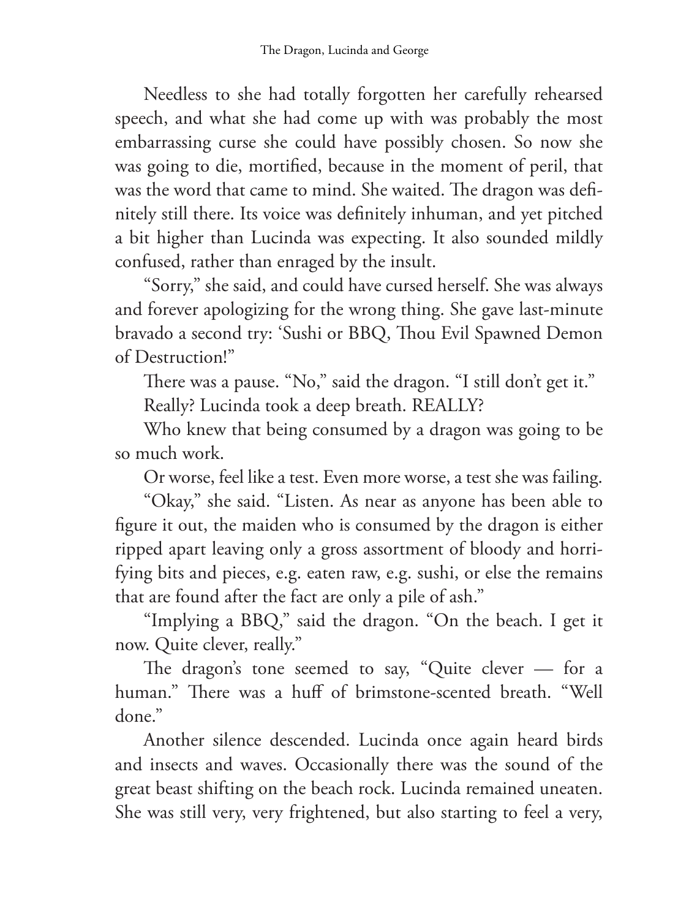Needless to she had totally forgotten her carefully rehearsed speech, and what she had come up with was probably the most embarrassing curse she could have possibly chosen. So now she was going to die, mortified, because in the moment of peril, that was the word that came to mind. She waited. The dragon was definitely still there. Its voice was definitely inhuman, and yet pitched a bit higher than Lucinda was expecting. It also sounded mildly confused, rather than enraged by the insult.

"Sorry," she said, and could have cursed herself. She was always and forever apologizing for the wrong thing. She gave last-minute bravado a second try: 'Sushi or BBQ, Thou Evil Spawned Demon of Destruction!"

There was a pause. "No," said the dragon. "I still don't get it."

Really? Lucinda took a deep breath. REALLY?

Who knew that being consumed by a dragon was going to be so much work.

Or worse, feel like a test. Even more worse, a test she was failing.

"Okay," she said. "Listen. As near as anyone has been able to figure it out, the maiden who is consumed by the dragon is either ripped apart leaving only a gross assortment of bloody and horrifying bits and pieces, e.g. eaten raw, e.g. sushi, or else the remains that are found after the fact are only a pile of ash."

"Implying a BBQ," said the dragon. "On the beach. I get it now. Quite clever, really."

The dragon's tone seemed to say, "Quite clever — for a human." There was a huff of brimstone-scented breath. "Well done."

Another silence descended. Lucinda once again heard birds and insects and waves. Occasionally there was the sound of the great beast shifting on the beach rock. Lucinda remained uneaten. She was still very, very frightened, but also starting to feel a very,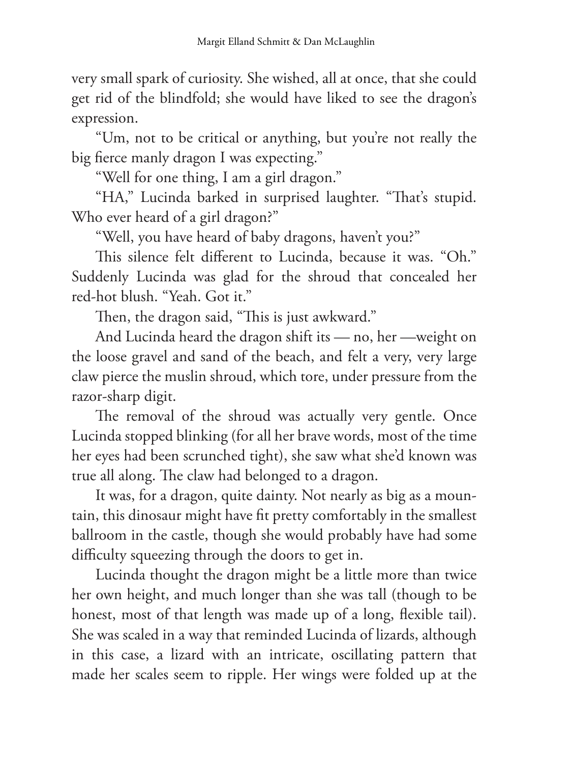very small spark of curiosity. She wished, all at once, that she could get rid of the blindfold; she would have liked to see the dragon's expression.

"Um, not to be critical or anything, but you're not really the big fierce manly dragon I was expecting."

"Well for one thing, I am a girl dragon."

"HA," Lucinda barked in surprised laughter. "That's stupid. Who ever heard of a girl dragon?"

"Well, you have heard of baby dragons, haven't you?"

This silence felt different to Lucinda, because it was. "Oh." Suddenly Lucinda was glad for the shroud that concealed her red-hot blush. "Yeah. Got it."

Then, the dragon said, "This is just awkward."

And Lucinda heard the dragon shift its — no, her —weight on the loose gravel and sand of the beach, and felt a very, very large claw pierce the muslin shroud, which tore, under pressure from the razor-sharp digit.

The removal of the shroud was actually very gentle. Once Lucinda stopped blinking (for all her brave words, most of the time her eyes had been scrunched tight), she saw what she'd known was true all along. The claw had belonged to a dragon.

It was, for a dragon, quite dainty. Not nearly as big as a mountain, this dinosaur might have fit pretty comfortably in the smallest ballroom in the castle, though she would probably have had some difficulty squeezing through the doors to get in.

Lucinda thought the dragon might be a little more than twice her own height, and much longer than she was tall (though to be honest, most of that length was made up of a long, flexible tail). She was scaled in a way that reminded Lucinda of lizards, although in this case, a lizard with an intricate, oscillating pattern that made her scales seem to ripple. Her wings were folded up at the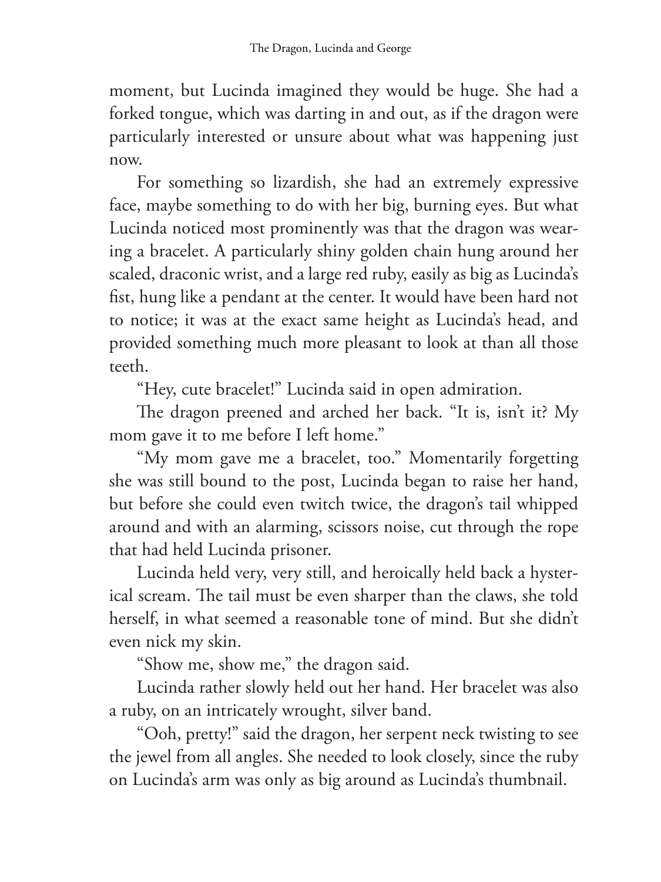moment, but Lucinda imagined they would be huge. She had a forked tongue, which was darting in and out, as if the dragon were particularly interested or unsure about what was happening just now.

For something so lizardish, she had an extremely expressive face, maybe something to do with her big, burning eyes. But what Lucinda noticed most prominently was that the dragon was wearing a bracelet. A particularly shiny golden chain hung around her scaled, draconic wrist, and a large red ruby, easily as big as Lucinda's fist, hung like a pendant at the center. It would have been hard not to notice; it was at the exact same height as Lucinda's head, and provided something much more pleasant to look at than all those teeth.

"Hey, cute bracelet!" Lucinda said in open admiration.

The dragon preened and arched her back. "It is, isn't it? My mom gave it to me before I left home."

"My mom gave me a bracelet, too." Momentarily forgetting she was still bound to the post, Lucinda began to raise her hand, but before she could even twitch twice, the dragon's tail whipped around and with an alarming, scissors noise, cut through the rope that had held Lucinda prisoner.

Lucinda held very, very still, and heroically held back a hysterical scream. The tail must be even sharper than the claws, she told herself, in what seemed a reasonable tone of mind. But she didn't even nick my skin.

"Show me, show me," the dragon said.

Lucinda rather slowly held out her hand. Her bracelet was also a ruby, on an intricately wrought, silver band.

"Ooh, pretty!" said the dragon, her serpent neck twisting to see the jewel from all angles. She needed to look closely, since the ruby on Lucinda's arm was only as big around as Lucinda's thumbnail.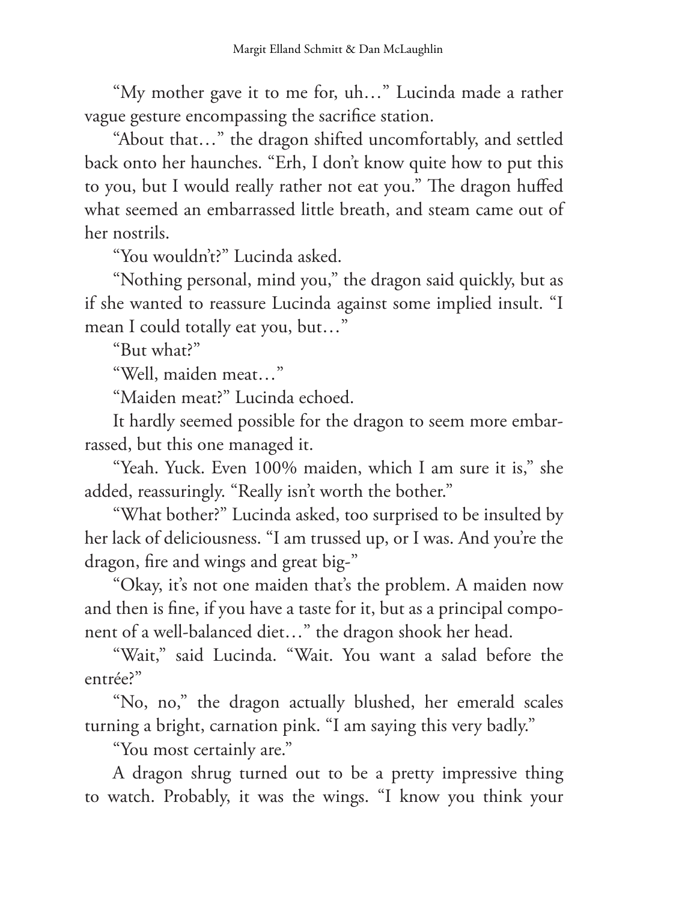"My mother gave it to me for, uh…" Lucinda made a rather vague gesture encompassing the sacrifice station.

"About that…" the dragon shifted uncomfortably, and settled back onto her haunches. "Erh, I don't know quite how to put this to you, but I would really rather not eat you." The dragon huffed what seemed an embarrassed little breath, and steam came out of her nostrils.

"You wouldn't?" Lucinda asked.

"Nothing personal, mind you," the dragon said quickly, but as if she wanted to reassure Lucinda against some implied insult. "I mean I could totally eat you, but…"

"But what?"

"Well, maiden meat…"

"Maiden meat?" Lucinda echoed.

It hardly seemed possible for the dragon to seem more embarrassed, but this one managed it.

"Yeah. Yuck. Even 100% maiden, which I am sure it is," she added, reassuringly. "Really isn't worth the bother."

"What bother?" Lucinda asked, too surprised to be insulted by her lack of deliciousness. "I am trussed up, or I was. And you're the dragon, fire and wings and great big-"

"Okay, it's not one maiden that's the problem. A maiden now and then is fine, if you have a taste for it, but as a principal component of a well-balanced diet…" the dragon shook her head.

"Wait," said Lucinda. "Wait. You want a salad before the entrée?"

"No, no," the dragon actually blushed, her emerald scales turning a bright, carnation pink. "I am saying this very badly."

"You most certainly are."

A dragon shrug turned out to be a pretty impressive thing to watch. Probably, it was the wings. "I know you think your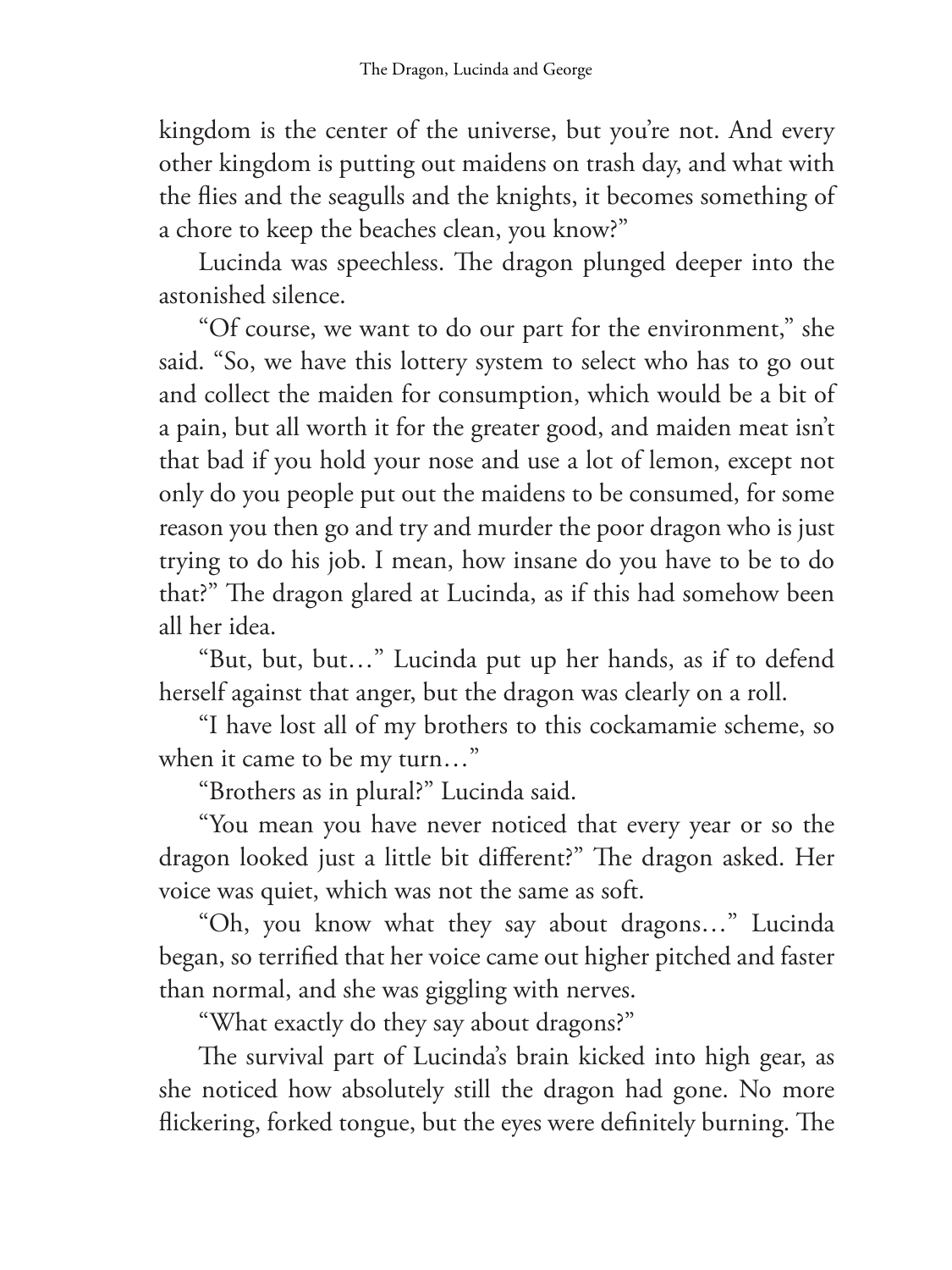kingdom is the center of the universe, but you're not. And every other kingdom is putting out maidens on trash day, and what with the flies and the seagulls and the knights, it becomes something of a chore to keep the beaches clean, you know?"

Lucinda was speechless. The dragon plunged deeper into the astonished silence.

"Of course, we want to do our part for the environment," she said. "So, we have this lottery system to select who has to go out and collect the maiden for consumption, which would be a bit of a pain, but all worth it for the greater good, and maiden meat isn't that bad if you hold your nose and use a lot of lemon, except not only do you people put out the maidens to be consumed, for some reason you then go and try and murder the poor dragon who is just trying to do his job. I mean, how insane do you have to be to do that?" The dragon glared at Lucinda, as if this had somehow been all her idea.

"But, but, but…" Lucinda put up her hands, as if to defend herself against that anger, but the dragon was clearly on a roll.

"I have lost all of my brothers to this cockamamie scheme, so when it came to be my turn…"

"Brothers as in plural?" Lucinda said.

"You mean you have never noticed that every year or so the dragon looked just a little bit different?" The dragon asked. Her voice was quiet, which was not the same as soft.

"Oh, you know what they say about dragons…" Lucinda began, so terrified that her voice came out higher pitched and faster than normal, and she was giggling with nerves.

"What exactly do they say about dragons?"

The survival part of Lucinda's brain kicked into high gear, as she noticed how absolutely still the dragon had gone. No more flickering, forked tongue, but the eyes were definitely burning. The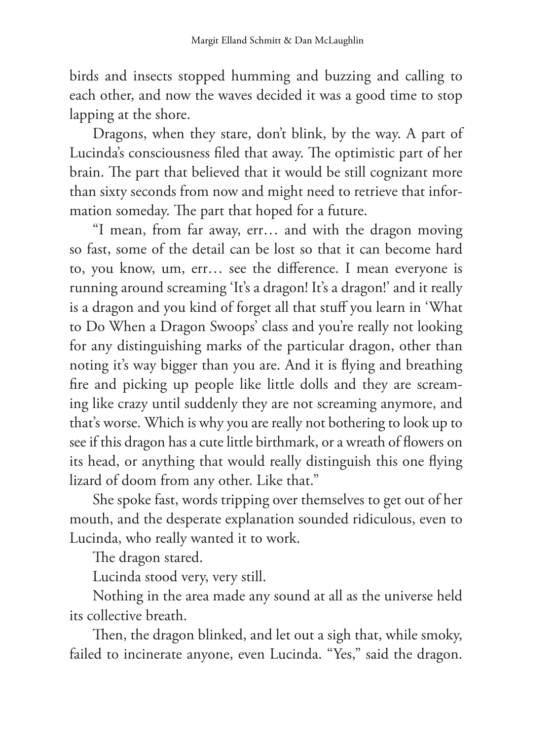birds and insects stopped humming and buzzing and calling to each other, and now the waves decided it was a good time to stop lapping at the shore.

Dragons, when they stare, don't blink, by the way. A part of Lucinda's consciousness filed that away. The optimistic part of her brain. The part that believed that it would be still cognizant more than sixty seconds from now and might need to retrieve that information someday. The part that hoped for a future.

"I mean, from far away, err… and with the dragon moving so fast, some of the detail can be lost so that it can become hard to, you know, um, err… see the difference. I mean everyone is running around screaming 'It's a dragon! It's a dragon!' and it really is a dragon and you kind of forget all that stuff you learn in 'What to Do When a Dragon Swoops' class and you're really not looking for any distinguishing marks of the particular dragon, other than noting it's way bigger than you are. And it is flying and breathing fire and picking up people like little dolls and they are screaming like crazy until suddenly they are not screaming anymore, and that's worse. Which is why you are really not bothering to look up to see if this dragon has a cute little birthmark, or a wreath of flowers on its head, or anything that would really distinguish this one flying lizard of doom from any other. Like that."

She spoke fast, words tripping over themselves to get out of her mouth, and the desperate explanation sounded ridiculous, even to Lucinda, who really wanted it to work.

The dragon stared.

Lucinda stood very, very still.

Nothing in the area made any sound at all as the universe held its collective breath.

Then, the dragon blinked, and let out a sigh that, while smoky, failed to incinerate anyone, even Lucinda. "Yes," said the dragon.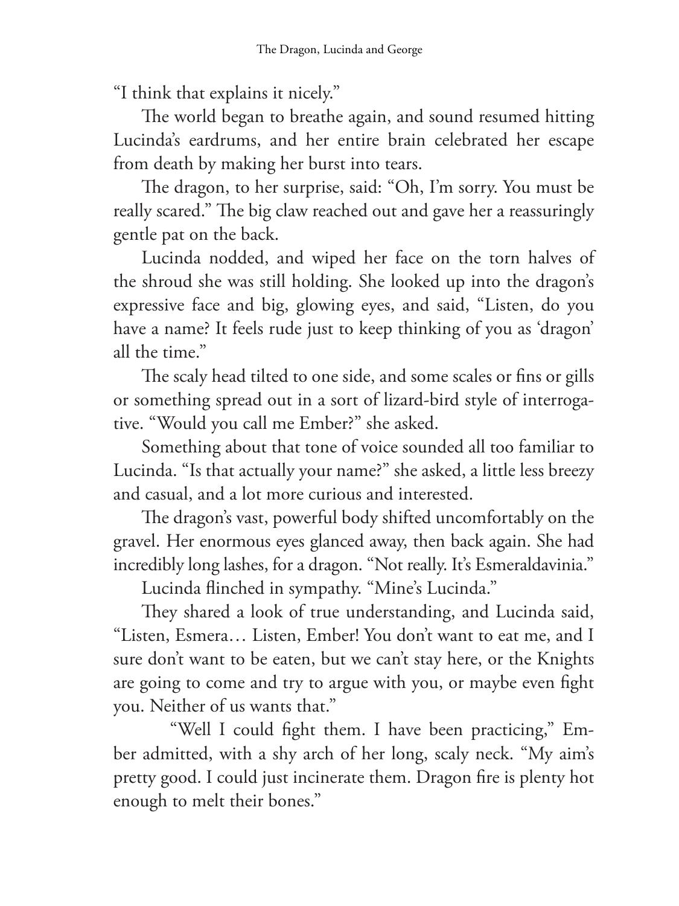"I think that explains it nicely."

The world began to breathe again, and sound resumed hitting Lucinda's eardrums, and her entire brain celebrated her escape from death by making her burst into tears.

The dragon, to her surprise, said: "Oh, I'm sorry. You must be really scared." The big claw reached out and gave her a reassuringly gentle pat on the back.

Lucinda nodded, and wiped her face on the torn halves of the shroud she was still holding. She looked up into the dragon's expressive face and big, glowing eyes, and said, "Listen, do you have a name? It feels rude just to keep thinking of you as 'dragon' all the time."

The scaly head tilted to one side, and some scales or fins or gills or something spread out in a sort of lizard-bird style of interrogative. "Would you call me Ember?" she asked.

Something about that tone of voice sounded all too familiar to Lucinda. "Is that actually your name?" she asked, a little less breezy and casual, and a lot more curious and interested.

The dragon's vast, powerful body shifted uncomfortably on the gravel. Her enormous eyes glanced away, then back again. She had incredibly long lashes, for a dragon. "Not really. It's Esmeraldavinia."

Lucinda flinched in sympathy. "Mine's Lucinda."

They shared a look of true understanding, and Lucinda said, "Listen, Esmera… Listen, Ember! You don't want to eat me, and I sure don't want to be eaten, but we can't stay here, or the Knights are going to come and try to argue with you, or maybe even fight you. Neither of us wants that."

"Well I could fight them. I have been practicing," Ember admitted, with a shy arch of her long, scaly neck. "My aim's pretty good. I could just incinerate them. Dragon fire is plenty hot enough to melt their bones."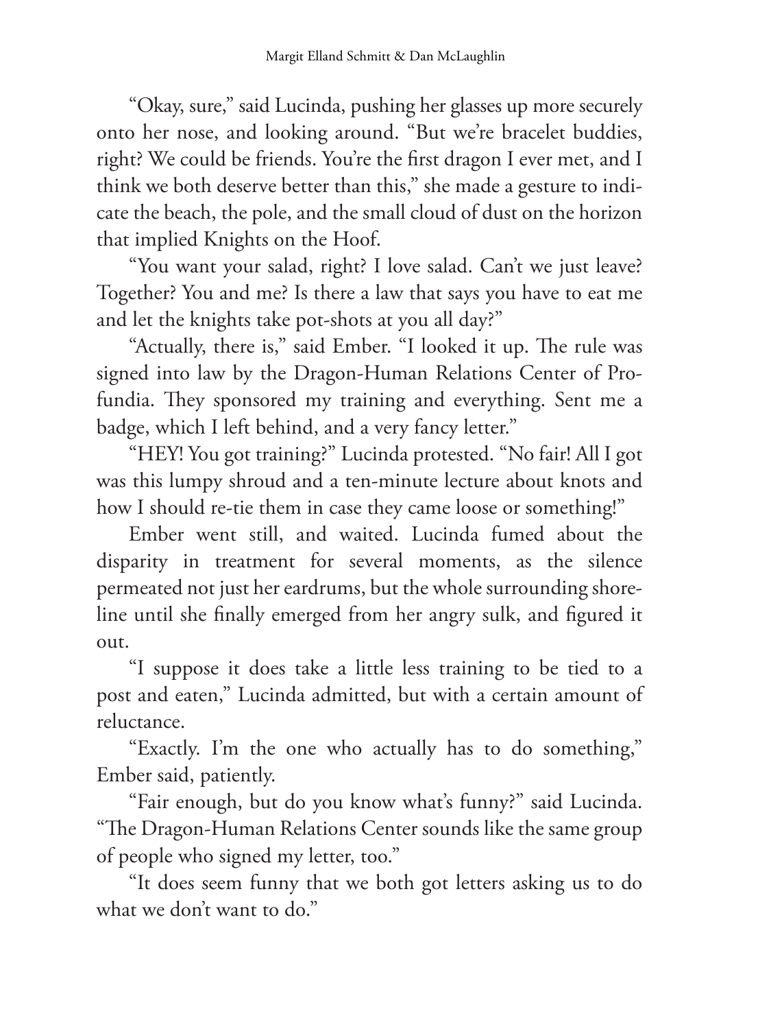"Okay, sure," said Lucinda, pushing her glasses up more securely onto her nose, and looking around. "But we're bracelet buddies, right? We could be friends. You're the first dragon I ever met, and I think we both deserve better than this," she made a gesture to indicate the beach, the pole, and the small cloud of dust on the horizon that implied Knights on the Hoof.

"You want your salad, right? I love salad. Can't we just leave? Together? You and me? Is there a law that says you have to eat me and let the knights take pot-shots at you all day?"

"Actually, there is," said Ember. "I looked it up. The rule was signed into law by the Dragon-Human Relations Center of Profundia. They sponsored my training and everything. Sent me a badge, which I left behind, and a very fancy letter."

"HEY! You got training?" Lucinda protested. "No fair! All I got was this lumpy shroud and a ten-minute lecture about knots and how I should re-tie them in case they came loose or something!"

Ember went still, and waited. Lucinda fumed about the disparity in treatment for several moments, as the silence permeated not just her eardrums, but the whole surrounding shoreline until she finally emerged from her angry sulk, and figured it out.

"I suppose it does take a little less training to be tied to a post and eaten," Lucinda admitted, but with a certain amount of reluctance.

"Exactly. I'm the one who actually has to do something," Ember said, patiently.

"Fair enough, but do you know what's funny?" said Lucinda. "The Dragon-Human Relations Center sounds like the same group of people who signed my letter, too."

"It does seem funny that we both got letters asking us to do what we don't want to do."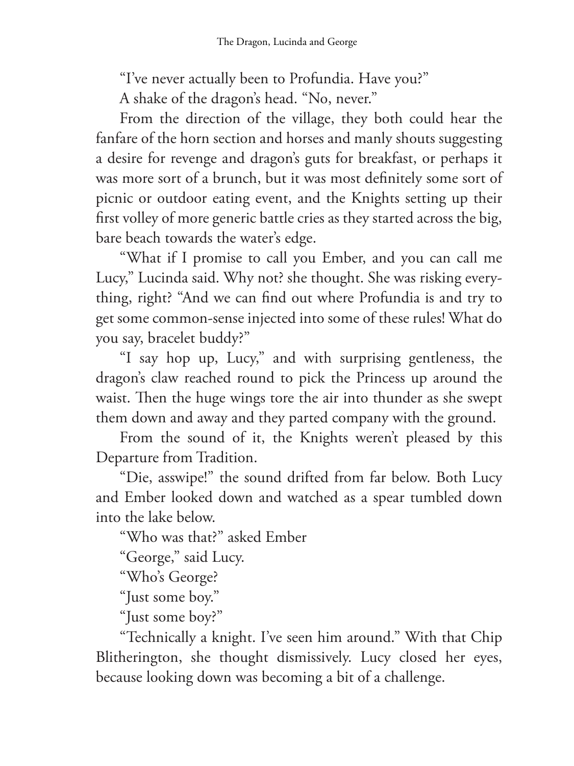"I've never actually been to Profundia. Have you?"

A shake of the dragon's head. "No, never."

From the direction of the village, they both could hear the fanfare of the horn section and horses and manly shouts suggesting a desire for revenge and dragon's guts for breakfast, or perhaps it was more sort of a brunch, but it was most definitely some sort of picnic or outdoor eating event, and the Knights setting up their first volley of more generic battle cries as they started across the big, bare beach towards the water's edge.

"What if I promise to call you Ember, and you can call me Lucy," Lucinda said. Why not? she thought. She was risking everything, right? "And we can find out where Profundia is and try to get some common-sense injected into some of these rules! What do you say, bracelet buddy?"

"I say hop up, Lucy," and with surprising gentleness, the dragon's claw reached round to pick the Princess up around the waist. Then the huge wings tore the air into thunder as she swept them down and away and they parted company with the ground.

From the sound of it, the Knights weren't pleased by this Departure from Tradition.

"Die, asswipe!" the sound drifted from far below. Both Lucy and Ember looked down and watched as a spear tumbled down into the lake below.

"Who was that?" asked Ember

"George," said Lucy.

"Who's George?

"Just some boy."

"Just some boy?"

"Technically a knight. I've seen him around." With that Chip Blitherington, she thought dismissively. Lucy closed her eyes, because looking down was becoming a bit of a challenge.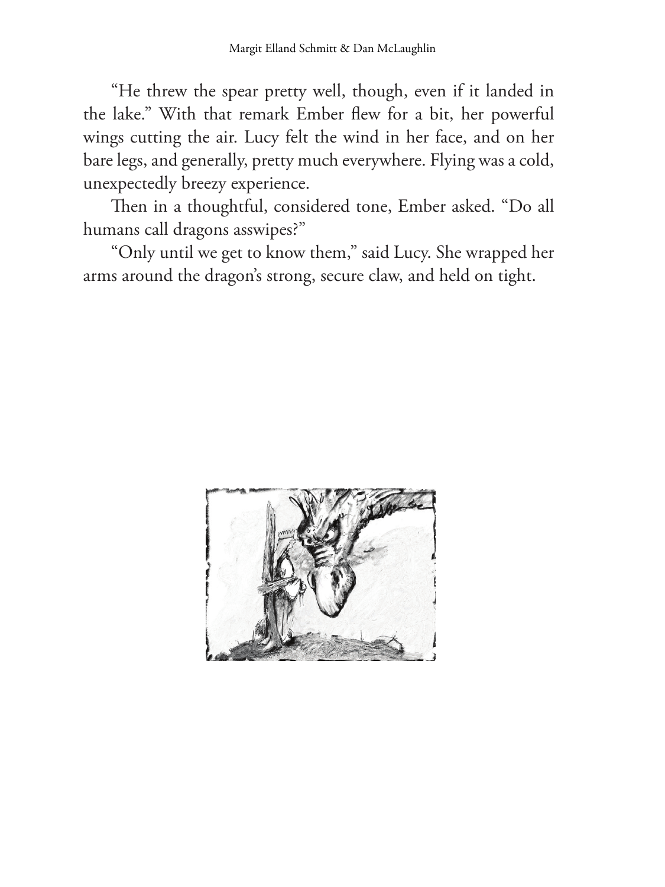"He threw the spear pretty well, though, even if it landed in the lake." With that remark Ember flew for a bit, her powerful wings cutting the air. Lucy felt the wind in her face, and on her bare legs, and generally, pretty much everywhere. Flying was a cold, unexpectedly breezy experience.

Then in a thoughtful, considered tone, Ember asked. "Do all humans call dragons asswipes?"

"Only until we get to know them," said Lucy. She wrapped her arms around the dragon's strong, secure claw, and held on tight.